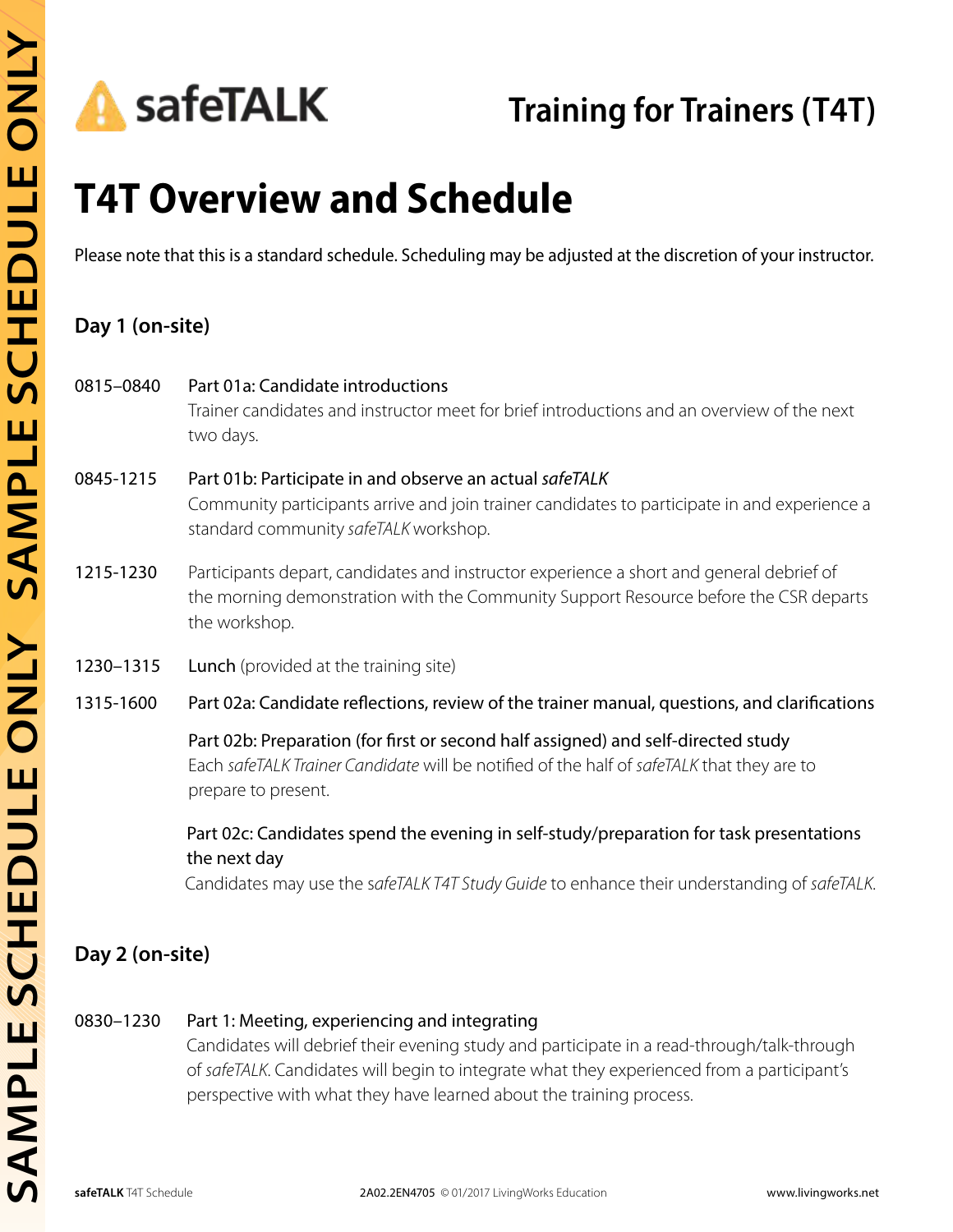safeTALK

Training for Trainers (T4T)

# T4T Overview and Schedule

Please note that this is a standard schedule. Scheduling may be adjusted at the discretion of your instructor.

## Day 1 (on-site)

**0815–0840** Part 01a: Candidate introductions
Trainer candidates and instructor meet for brief introductions and an overview of the next two days.

**0845-1215** Part 01b: Participate in and observe an actual *safeTALK*
Community participants arrive and join trainer candidates to participate in and experience a standard community *safeTALK* workshop.

**1215-1230** Participants depart, candidates and instructor experience a short and general debrief of the morning demonstration with the Community Support Resource before the CSR departs the workshop.

**1230–1315** Lunch (provided at the training site)

**1315-1600** Part 02a: Candidate reflections, review of the trainer manual, questions, and clarifications

Part 02b: Preparation (for first or second half assigned) and self-directed study
Each *safeTALK Trainer Candidate* will be notified of the half of *safeTALK* that they are to prepare to present.

Part 02c: Candidates spend the evening in self-study/preparation for task presentations the next day
Candidates may use the *safeTALK T4T Study Guide* to enhance their understanding of *safeTALK*.

## Day 2 (on-site)

**0830–1230** Part 1: Meeting, experiencing and integrating
Candidates will debrief their evening study and participate in a read-through/talk-through of *safeTALK*. Candidates will begin to integrate what they experienced from a participant's perspective with what they have learned about the training process.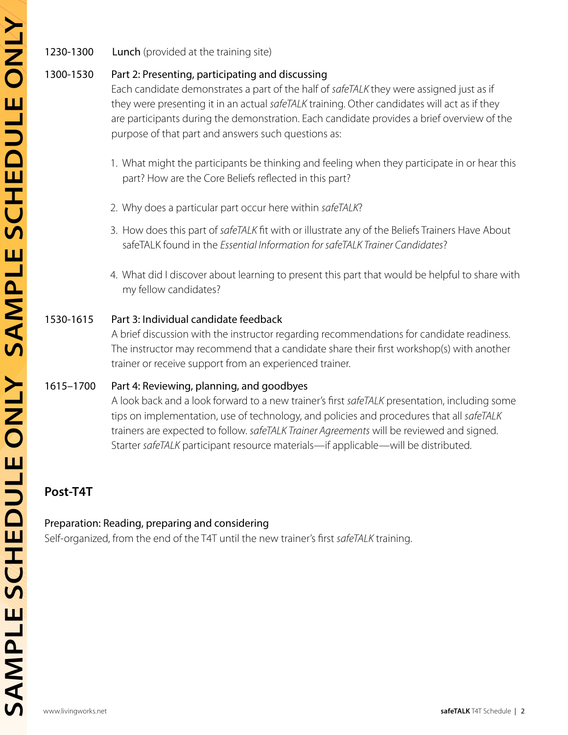1230-1300 **Lunch** (provided at the training site)

1300-1530 Part 2: Presenting, participating and discussing

Each candidate demonstrates a part of the half of *safeTALK* they were assigned just as if they were presenting it in an actual *safeTALK* training. Other candidates will act as if they are participants during the demonstration. Each candidate provides a brief overview of the purpose of that part and answers such questions as:

1. What might the participants be thinking and feeling when they participate in or hear this part? How are the Core Beliefs reflected in this part?
2. Why does a particular part occur here within *safeTALK*?
3. How does this part of *safeTALK* fit with or illustrate any of the Beliefs Trainers Have About safeTALK found in the *Essential Information for safeTALK Trainer Candidates*?
4. What did I discover about learning to present this part that would be helpful to share with my fellow candidates?

1530-1615 Part 3: Individual candidate feedback

A brief discussion with the instructor regarding recommendations for candidate readiness. The instructor may recommend that a candidate share their first workshop(s) with another trainer or receive support from an experienced trainer.

1615–1700 Part 4: Reviewing, planning, and goodbyes

A look back and a look forward to a new trainer's first *safeTALK* presentation, including some tips on implementation, use of technology, and policies and procedures that all *safeTALK* trainers are expected to follow. *safeTALK Trainer Agreements* will be reviewed and signed. Starter *safeTALK* participant resource materials—if applicable—will be distributed.

## Post-T4T

Preparation: Reading, preparing and considering

Self-organized, from the end of the T4T until the new trainer's first *safeTALK* training.